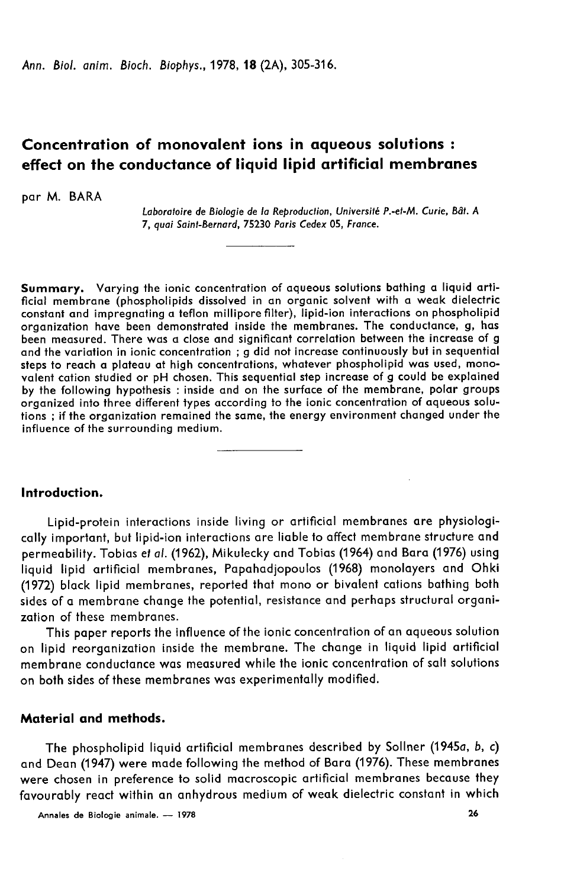# Concentration of monovalent ions in aqueous solutions : effect on the conductance of liquid lipid artificial membranes

par M. BARA

*Laboratoire de Biologie de la Reproduction, Université P.-et-M. Curie, Bât. A 7, quai Saint-Bernard, 75230 Paris Cedex 05, France.*

---

**Summary.** Varying the ionic concentration of aqueous solutions bathing a liquid artificial membrane (phospholipids dissolved in an organic solvent with a weak dielectric constant and impregnating a teflon millipore filter), lipid-ion interactions on phospholipid organization have been demonstrated inside the membranes. The conductance, g, has been measured. There was a close and significant correlation between the increase of g and the variation in ionic concentration ; g did not increase continuously but in sequential steps to reach a plateau at high concentrations, whatever phospholipid was used, monovalent cation studied or pH chosen. This sequential step increase of g could be explained by the following hypothesis : inside and on the surface of the membrane, polar groups organized into three different types according to the ionic concentration of aqueous solutions ; if the organization remained the same, the energy environment changed under the influence of the surrounding medium.

---

## Introduction.

Lipid-protein interactions inside living or artificial membranes are physiologically important, but lipid-ion interactions are liable to affect membrane structure and permeability. Tobias *et al.* (1962), Mikulecky and Tobias (1964) and Bara (1976) using liquid lipid artificial membranes, Papahadjopoulos (1968) monolayers and Ohki (1972) black lipid membranes, reported that mono or bivalent cations bathing both sides of a membrane change the potential, resistance and perhaps structural organization of these membranes.

This paper reports the influence of the ionic concentration of an aqueous solution on lipid reorganization inside the membrane. The change in liquid lipid artificial membrane conductance was measured while the ionic concentration of salt solutions on both sides of these membranes was experimentally modified.

## Material and methods.

The phospholipid liquid artificial membranes described by Sollner (1945*a*, *b*, *c*) and Dean (1947) were made following the method of Bara (1976). These membranes were chosen in preference to solid macroscopic artificial membranes because they favourably react within an anhydrous medium of weak dielectric constant in which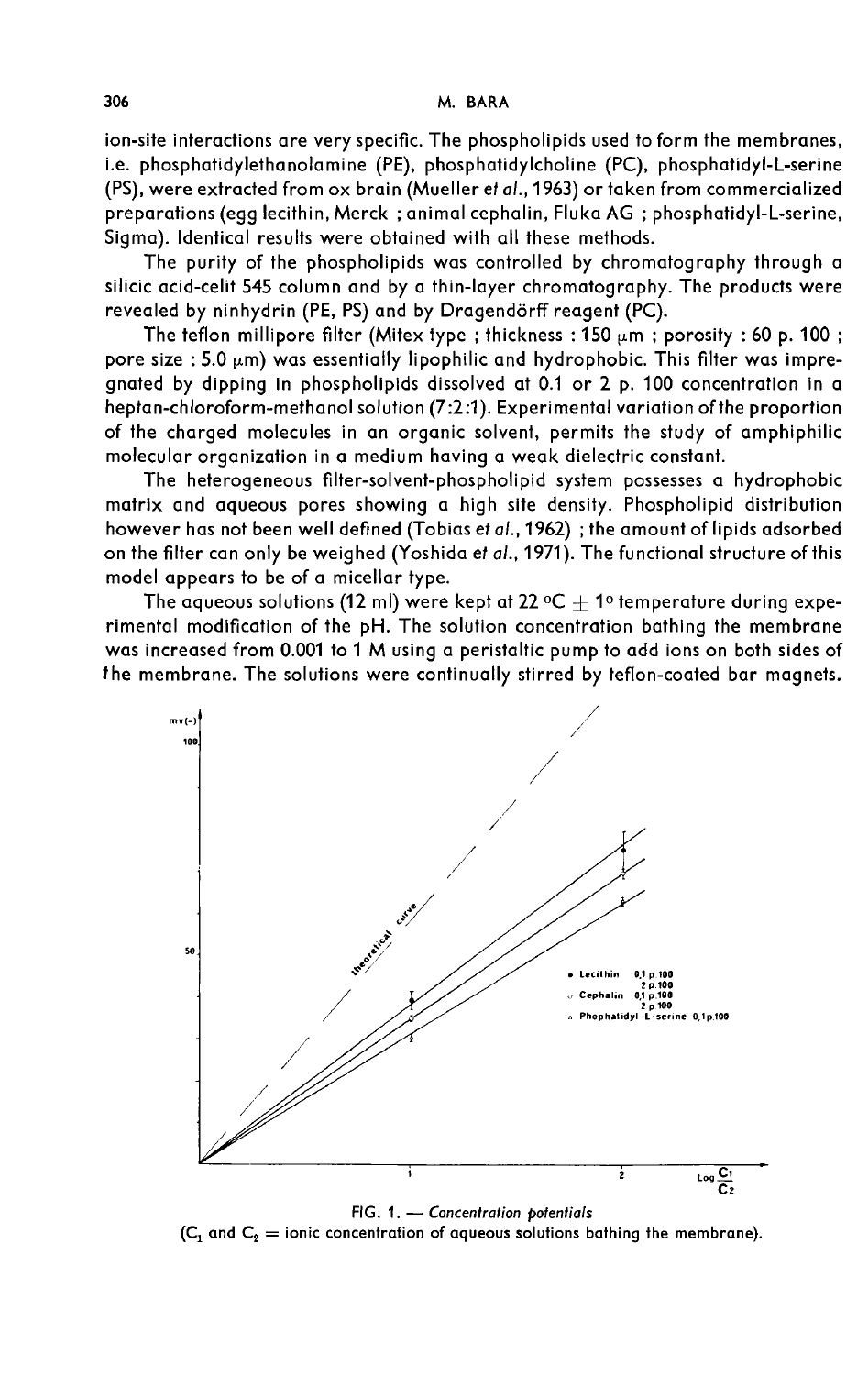ion-site interactions are very specific. The phospholipids used to form the membranes, i.e. phosphatidylethanolamine (PE), phosphatidylcholine (PC), phosphatidyl-L-serine (PS), were extracted from ox brain (Mueller *et al.*, 1963) or taken from commercialized preparations (egg lecithin, Merck ; animal cephalin, Fluka AG ; phosphatidyl-L-serine, Sigma). Identical results were obtained with all these methods.

The purity of the phospholipids was controlled by chromatography through a silicic acid-celit 545 column and by a thin-layer chromatography. The products were revealed by ninhydrin (PE, PS) and by Dragendörff reagent (PC).

The teflon millipore filter (Mitex type ; thickness : 150 μm ; porosity : 60 p. 100 ; pore size : 5.0 μm) was essentially lipophilic and hydrophobic. This filter was impregnated by dipping in phospholipids dissolved at 0.1 or 2 p. 100 concentration in a heptan-chloroform-methanol solution (7:2:1). Experimental variation of the proportion of the charged molecules in an organic solvent, permits the study of amphiphilic molecular organization in a medium having a weak dielectric constant.

The heterogeneous filter-solvent-phospholipid system possesses a hydrophobic matrix and aqueous pores showing a high site density. Phospholipid distribution however has not been well defined (Tobias *et al.*, 1962) ; the amount of lipids adsorbed on the filter can only be weighed (Yoshida *et al.*, 1971). The functional structure of this model appears to be of a micellar type.

The aqueous solutions (12 ml) were kept at 22 °C ± 1° temperature during experimental modification of the pH. The solution concentration bathing the membrane was increased from 0.001 to 1 M using a peristaltic pump to add ions on both sides of the membrane. The solutions were continually stirred by teflon-coated bar magnets.

FIG. 1. — *Concentration potentials*
($C_1$ and $C_2$ = ionic concentration of aqueous solutions bathing the membrane).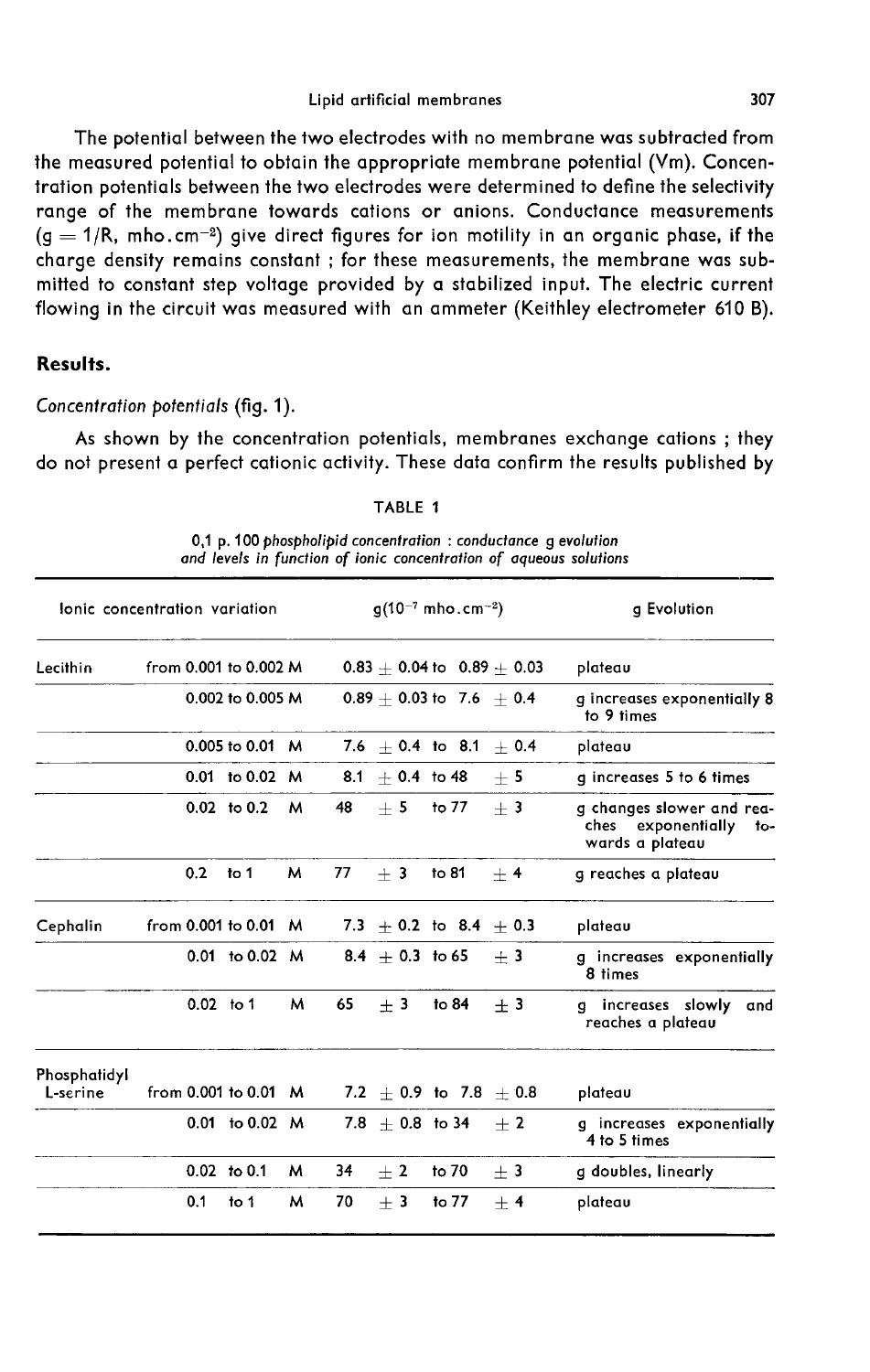The potential between the two electrodes with no membrane was subtracted from the measured potential to obtain the appropriate membrane potential (Vm). Concentration potentials between the two electrodes were determined to define the selectivity range of the membrane towards cations or anions. Conductance measurements ($g = 1/R$, $mho.cm^{-2}$) give direct figures for ion motility in an organic phase, if the charge density remains constant ; for these measurements, the membrane was submitted to constant step voltage provided by a stabilized input. The electric current flowing in the circuit was measured with an ammeter (Keithley electrometer 610 B).

## Results.

*Concentration potentials* (fig. 1).

As shown by the concentration potentials, membranes exchange cations ; they do not present a perfect cationic activity. These data confirm the results published by

TABLE 1

*0,1 p. 100 phospholipid concentration : conductance g evolution and levels in function of ionic concentration of aqueous solutions*

| Ionic concentration variation | | $g(10^{-7}\ mho.cm^{-2})$ | g Evolution |
|---|---|---|---|
| Lecithin | from 0.001 to 0.002 M | 0.83 ± 0.04 to 0.89 ± 0.03 | plateau |
| | 0.002 to 0.005 M | 0.89 ± 0.03 to 7.6 ± 0.4 | g increases exponentially 8 to 9 times |
| | 0.005 to 0.01 M | 7.6 ± 0.4 to 8.1 ± 0.4 | plateau |
| | 0.01 to 0.02 M | 8.1 ± 0.4 to 48 ± 5 | g increases 5 to 6 times |
| | 0.02 to 0.2 M | 48 ± 5 to 77 ± 3 | g changes slower and reaches exponentially towards a plateau |
| | 0.2 to 1 M | 77 ± 3 to 81 ± 4 | g reaches a plateau |
| Cephalin | from 0.001 to 0.01 M | 7.3 ± 0.2 to 8.4 ± 0.3 | plateau |
| | 0.01 to 0.02 M | 8.4 ± 0.3 to 65 ± 3 | g increases exponentially 8 times |
| | 0.02 to 1 M | 65 ± 3 to 84 ± 3 | g increases slowly and reaches a plateau |
| Phosphatidyl L-serine | from 0.001 to 0.01 M | 7.2 ± 0.9 to 7.8 ± 0.8 | plateau |
| | 0.01 to 0.02 M | 7.8 ± 0.8 to 34 ± 2 | g increases exponentially 4 to 5 times |
| | 0.02 to 0.1 M | 34 ± 2 to 70 ± 3 | g doubles, linearly |
| | 0.1 to 1 M | 70 ± 3 to 77 ± 4 | plateau |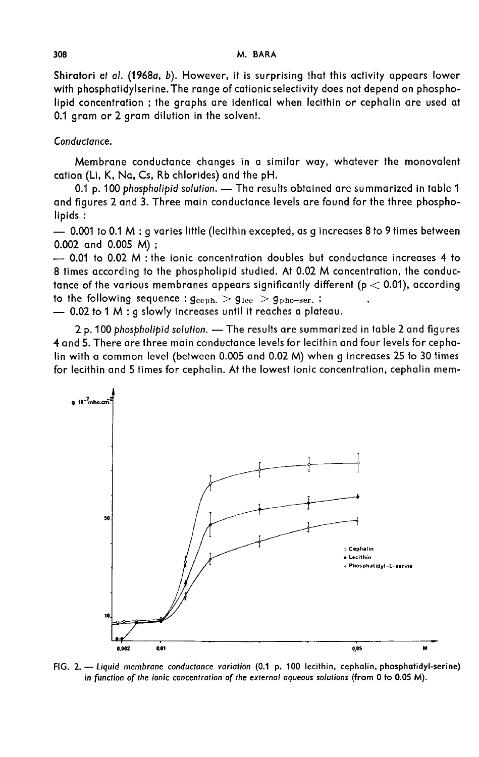Shiratori *et al.* (1968*a*, *b*). However, it is surprising that this activity appears lower with phosphatidylserine. The range of cationic selectivity does not depend on phospholipid concentration ; the graphs are identical when lecithin or cephalin are used at 0.1 gram or 2 gram dilution in the solvent.

*Conductance.*

Membrane conductance changes in a similar way, whatever the monovalent cation (Li, K, Na, Cs, Rb chlorides) and the pH.

0.1 p. 100 *phospholipid solution.* — The results obtained are summarized in table 1 and figures 2 and 3. Three main conductance levels are found for the three phospholipids :

— 0.001 to 0.1 M : g varies little (lecithin excepted, as g increases 8 to 9 times between 0.002 and 0.005 M) ;

— 0.01 to 0.02 M : the ionic concentration doubles but conductance increases 4 to 8 times according to the phospholipid studied. At 0.02 M concentration, the conductance of the various membranes appears significantly different ($p < 0.01$), according to the following sequence : $g_{\text{ceph.}} > g_{\text{lec}} > g_{\text{pho-ser.}}$ ;

— 0.02 to 1 M : g slowly increases until it reaches a plateau.

2 p. 100 *phospholipid solution.* — The results are summarized in table 2 and figures 4 and 5. There are three main conductance levels for lecithin and four levels for cephalin with a common level (between 0.005 and 0.02 M) when g increases 25 to 30 times for lecithin and 5 times for cephalin. At the lowest ionic concentration, cephalin mem-

FIG. 2. — *Liquid membrane conductance variation* (0.1 p. 100 lecithin, cephalin, phosphatidyl-serine) *in function of the ionic concentration of the external aqueous solutions* (from 0 to 0.05 M).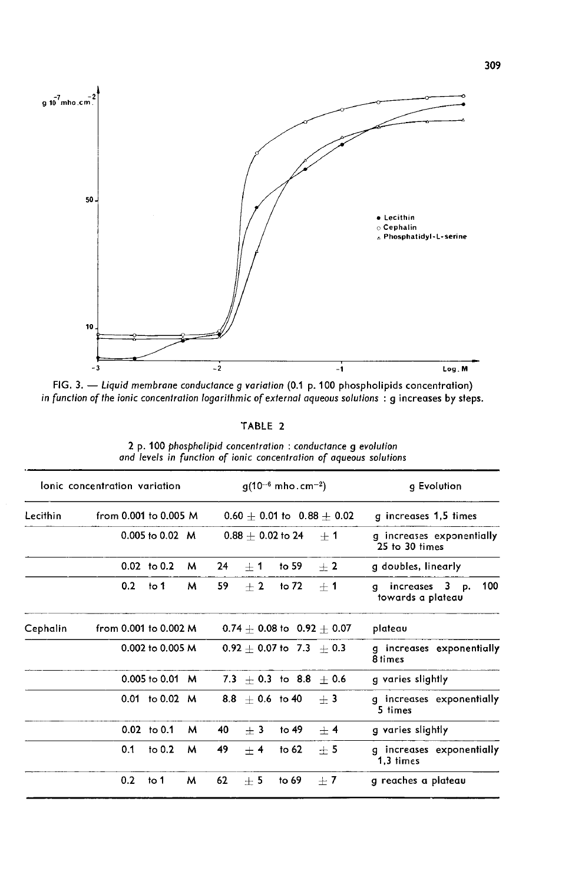FIG. 3. — *Liquid membrane conductance g variation (0.1 p. 100 phospholipids concentration) in function of the ionic concentration logarithmic of external aqueous solutions* : g increases by steps.

TABLE 2

*2 p. 100 phospholipid concentration : conductance g evolution and levels in function of ionic concentration of aqueous solutions*

| Ionic concentration variation | | $g (10^{-6}$ mho.cm$^{-2})$ | g Evolution |
|---|---|---|---|
| Lecithin | from 0.001 to 0.005 M | 0.60 ± 0.01 to 0.88 ± 0.02 | g increases 1,5 times |
| | 0.005 to 0.02 M | 0.88 ± 0.02 to 24 ± 1 | g increases exponentially 25 to 30 times |
| | 0.02 to 0.2 M | 24 ± 1 to 59 ± 2 | g doubles, linearly |
| | 0.2 to 1 M | 59 ± 2 to 72 ± 1 | g increases 3 p. 100 towards a plateau |
| Cephalin | from 0.001 to 0.002 M | 0.74 ± 0.08 to 0.92 ± 0.07 | plateau |
| | 0.002 to 0.005 M | 0.92 ± 0.07 to 7.3 ± 0.3 | g increases exponentially 8 times |
| | 0.005 to 0.01 M | 7.3 ± 0.3 to 8.8 ± 0.6 | g varies slightly |
| | 0.01 to 0.02 M | 8.8 ± 0.6 to 40 ± 3 | g increases exponentially 5 times |
| | 0.02 to 0.1 M | 40 ± 3 to 49 ± 4 | g varies slightly |
| | 0.1 to 0.2 M | 49 ± 4 to 62 ± 5 | g increases exponentially 1,3 times |
| | 0.2 to 1 M | 62 ± 5 to 69 ± 7 | g reaches a plateau |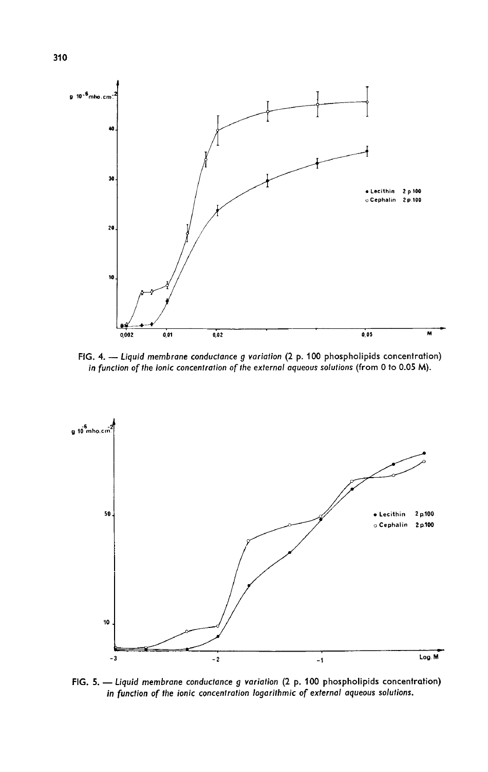FIG. 4. — *Liquid membrane conductance g variation* (2 p. 100 *phospholipids concentration*) *in function of the ionic concentration of the external aqueous solutions* (from 0 to 0.05 M).

FIG. 5. — *Liquid membrane conductance g variation* (2 p. 100 *phospholipids concentration*) *in function of the ionic concentration logarithmic of external aqueous solutions.*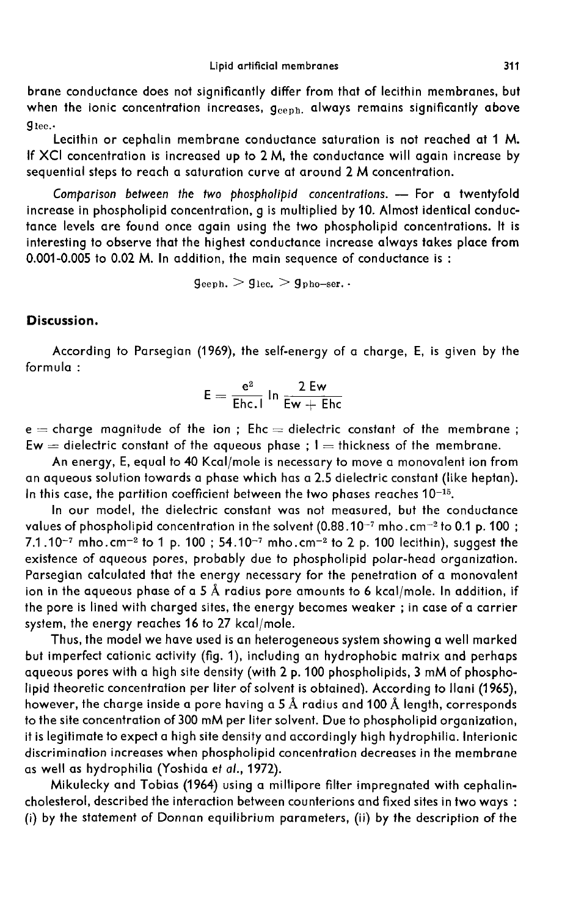brane conductance does not significantly differ from that of lecithin membranes, but when the ionic concentration increases, $g_{ceph.}$ always remains significantly above $g_{lec.}$.

Lecithin or cephalin membrane conductance saturation is not reached at 1 M. If XCl concentration is increased up to 2 M, the conductance will again increase by sequential steps to reach a saturation curve at around 2 M concentration.

*Comparison between the two phospholipid concentrations.* — For a twentyfold increase in phospholipid concentration, g is multiplied by 10. Almost identical conductance levels are found once again using the two phospholipid concentrations. It is interesting to observe that the highest conductance increase always takes place from 0.001-0.005 to 0.02 M. In addition, the main sequence of conductance is :

$$g_{ceph.} > g_{lec.} > g_{pho-ser.}$$

## Discussion.

According to Parsegian (1969), the self-energy of a charge, E, is given by the formula :

$$E = \frac{e^2}{Ehc.l} \ln \frac{2\,Ew}{Ew + Ehc}$$

e = charge magnitude of the ion ; Ehc = dielectric constant of the membrane ; Ew = dielectric constant of the aqueous phase ; l = thickness of the membrane.

An energy, E, equal to 40 Kcal/mole is necessary to move a monovalent ion from an aqueous solution towards a phase which has a 2.5 dielectric constant (like heptan). In this case, the partition coefficient between the two phases reaches $10^{-15}$.

In our model, the dielectric constant was not measured, but the conductance values of phospholipid concentration in the solvent ($0.88.10^{-7}$ mho.cm$^{-2}$ to 0.1 p. 100 ; $7.1.10^{-7}$ mho.cm$^{-2}$ to 1 p. 100 ; $54.10^{-7}$ mho.cm$^{-2}$ to 2 p. 100 lecithin), suggest the existence of aqueous pores, probably due to phospholipid polar-head organization. Parsegian calculated that the energy necessary for the penetration of a monovalent ion in the aqueous phase of a 5 Å radius pore amounts to 6 kcal/mole. In addition, if the pore is lined with charged sites, the energy becomes weaker ; in case of a carrier system, the energy reaches 16 to 27 kcal/mole.

Thus, the model we have used is an heterogeneous system showing a well marked but imperfect cationic activity (fig. 1), including an hydrophobic matrix and perhaps aqueous pores with a high site density (with 2 p. 100 phospholipids, 3 mM of phospholipid theoretic concentration per liter of solvent is obtained). According to Ilani (1965), however, the charge inside a pore having a 5 Å radius and 100 Å length, corresponds to the site concentration of 300 mM per liter solvent. Due to phospholipid organization, it is legitimate to expect a high site density and accordingly high hydrophilia. Interionic discrimination increases when phospholipid concentration decreases in the membrane as well as hydrophilia (Yoshida *et al.*, 1972).

Mikulecky and Tobias (1964) using a millipore filter impregnated with cephalin-cholesterol, described the interaction between counterions and fixed sites in two ways : (i) by the statement of Donnan equilibrium parameters, (ii) by the description of the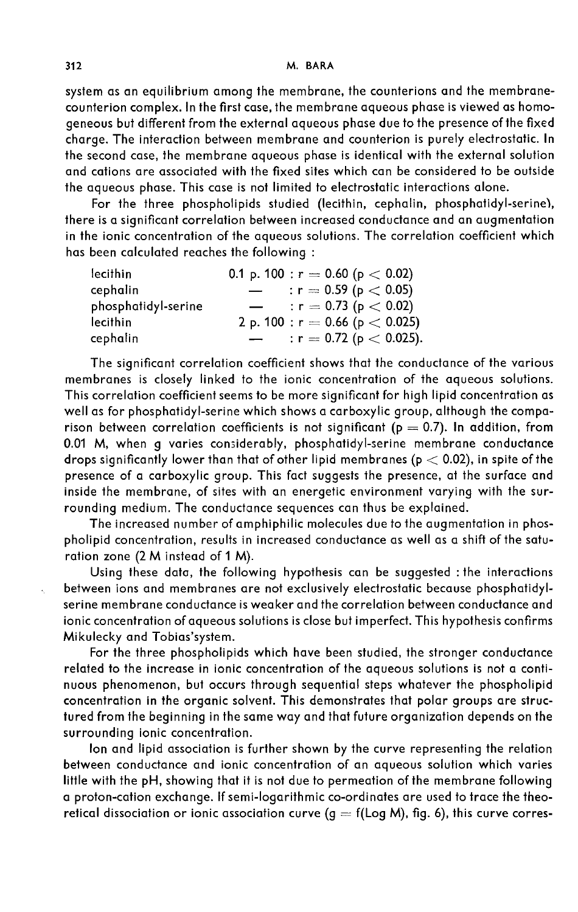system as an equilibrium among the membrane, the counterions and the membrane-counterion complex. In the first case, the membrane aqueous phase is viewed as homogeneous but different from the external aqueous phase due to the presence of the fixed charge. The interaction between membrane and counterion is purely electrostatic. In the second case, the membrane aqueous phase is identical with the external solution and cations are associated with the fixed sites which can be considered to be outside the aqueous phase. This case is not limited to electrostatic interactions alone.

For the three phospholipids studied (lecithin, cephalin, phosphatidyl-serine), there is a significant correlation between increased conductance and an augmentation in the ionic concentration of the aqueous solutions. The correlation coefficient which has been calculated reaches the following :

| | | |
|---|---|---|
| lecithin | 0.1 p. 100 | : $r = 0.60$ ($p < 0.02$) |
| cephalin | — | : $r = 0.59$ ($p < 0.05$) |
| phosphatidyl-serine | — | : $r = 0.73$ ($p < 0.02$) |
| lecithin | 2 p. 100 | : $r = 0.66$ ($p < 0.025$) |
| cephalin | — | : $r = 0.72$ ($p < 0.025$). |

The significant correlation coefficient shows that the conductance of the various membranes is closely linked to the ionic concentration of the aqueous solutions. This correlation coefficient seems to be more significant for high lipid concentration as well as for phosphatidyl-serine which shows a carboxylic group, although the comparison between correlation coefficients is not significant ($p = 0.7$). In addition, from 0.01 M, when g varies considerably, phosphatidyl-serine membrane conductance drops significantly lower than that of other lipid membranes ($p < 0.02$), in spite of the presence of a carboxylic group. This fact suggests the presence, at the surface and inside the membrane, of sites with an energetic environment varying with the surrounding medium. The conductance sequences can thus be explained.

The increased number of amphiphilic molecules due to the augmentation in phospholipid concentration, results in increased conductance as well as a shift of the saturation zone (2 M instead of 1 M).

Using these data, the following hypothesis can be suggested : the interactions between ions and membranes are not exclusively electrostatic because phosphatidyl-serine membrane conductance is weaker and the correlation between conductance and ionic concentration of aqueous solutions is close but imperfect. This hypothesis confirms Mikulecky and Tobias'system.

For the three phospholipids which have been studied, the stronger conductance related to the increase in ionic concentration of the aqueous solutions is not a continuous phenomenon, but occurs through sequential steps whatever the phospholipid concentration in the organic solvent. This demonstrates that polar groups are structured from the beginning in the same way and that future organization depends on the surrounding ionic concentration.

Ion and lipid association is further shown by the curve representing the relation between conductance and ionic concentration of an aqueous solution which varies little with the pH, showing that it is not due to permeation of the membrane following a proton-cation exchange. If semi-logarithmic co-ordinates are used to trace the theoretical dissociation or ionic association curve ($g = f(\text{Log } M)$, fig. 6), this curve corres-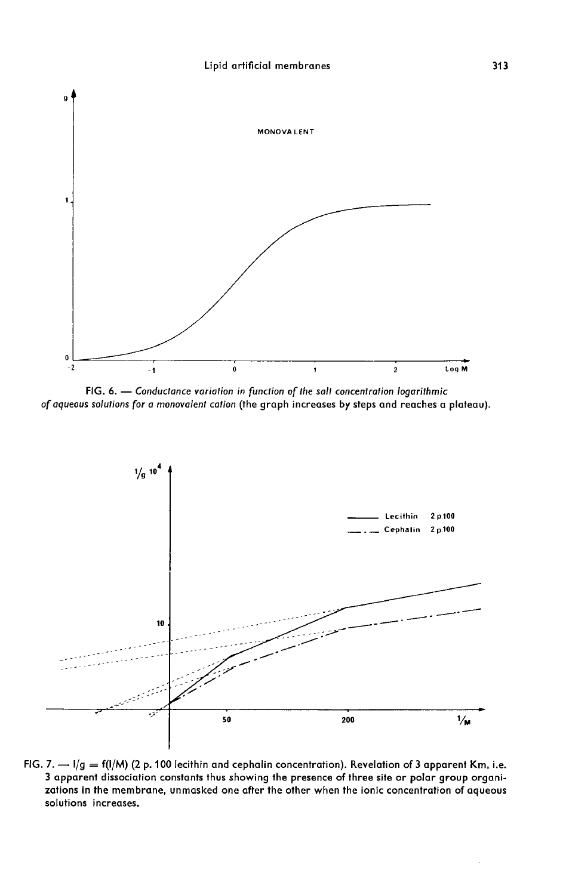FIG. 6. — *Conductance variation in function of the salt concentration logarithmic of aqueous solutions for a monovalent cation* (the graph increases by steps and reaches a plateau).

FIG. 7. — $1/g = f(1/M)$ (2 p. 100 lecithin and cephalin concentration). Revelation of 3 apparent Km, i.e. 3 apparent dissociation constants thus showing the presence of three site or polar group organizations in the membrane, unmasked one after the other when the ionic concentration of aqueous solutions increases.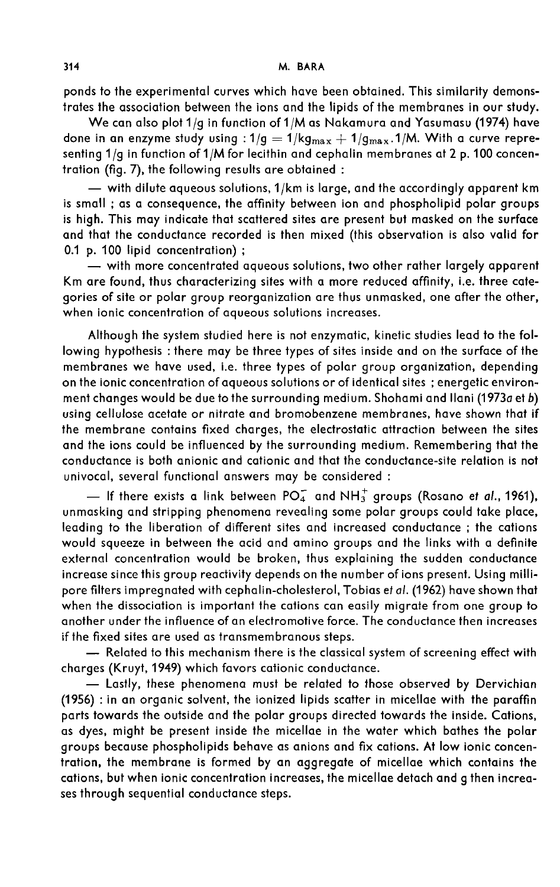ponds to the experimental curves which have been obtained. This similarity demonstrates the association between the ions and the lipids of the membranes in our study.

We can also plot $1/g$ in function of $1/M$ as Nakamura and Yasumasu (1974) have done in an enzyme study using : $1/g = 1/kg_{max} + 1/g_{max} . 1/M$. With a curve representing $1/g$ in function of $1/M$ for lecithin and cephalin membranes at 2 p. 100 concentration (fig. 7), the following results are obtained :

— with dilute aqueous solutions, $1/km$ is large, and the accordingly apparent km is small ; as a consequence, the affinity between ion and phospholipid polar groups is high. This may indicate that scattered sites are present but masked on the surface and that the conductance recorded is then mixed (this observation is also valid for 0.1 p. 100 lipid concentration) ;

— with more concentrated aqueous solutions, two other rather largely apparent Km are found, thus characterizing sites with a more reduced affinity, i.e. three categories of site or polar group reorganization are thus unmasked, one after the other, when ionic concentration of aqueous solutions increases.

Although the system studied here is not enzymatic, kinetic studies lead to the following hypothesis : there may be three types of sites inside and on the surface of the membranes we have used, i.e. three types of polar group organization, depending on the ionic concentration of aqueous solutions or of identical sites ; energetic environment changes would be due to the surrounding medium. Shohami and Ilani (1973*a* et *b*) using cellulose acetate or nitrate and bromobenzene membranes, have shown that if the membrane contains fixed charges, the electrostatic attraction between the sites and the ions could be influenced by the surrounding medium. Remembering that the conductance is both anionic and cationic and that the conductance-site relation is not univocal, several functional answers may be considered :

— If there exists a link between $PO_4^-$ and $NH_3^+$ groups (Rosano *et al.*, 1961), unmasking and stripping phenomena revealing some polar groups could take place, leading to the liberation of different sites and increased conductance ; the cations would squeeze in between the acid and amino groups and the links with a definite external concentration would be broken, thus explaining the sudden conductance increase since this group reactivity depends on the number of ions present. Using millipore filters impregnated with cephalin-cholesterol, Tobias *et al.* (1962) have shown that when the dissociation is important the cations can easily migrate from one group to another under the influence of an electromotive force. The conductance then increases if the fixed sites are used as transmembranous steps.

— Related to this mechanism there is the classical system of screening effect with charges (Kruyt, 1949) which favors cationic conductance.

— Lastly, these phenomena must be related to those observed by Dervichian (1956) : in an organic solvent, the ionized lipids scatter in micellae with the paraffin parts towards the outside and the polar groups directed towards the inside. Cations, as dyes, might be present inside the micellae in the water which bathes the polar groups because phospholipids behave as anions and fix cations. At low ionic concentration, the membrane is formed by an aggregate of micellae which contains the cations, but when ionic concentration increases, the micellae detach and g then increases through sequential conductance steps.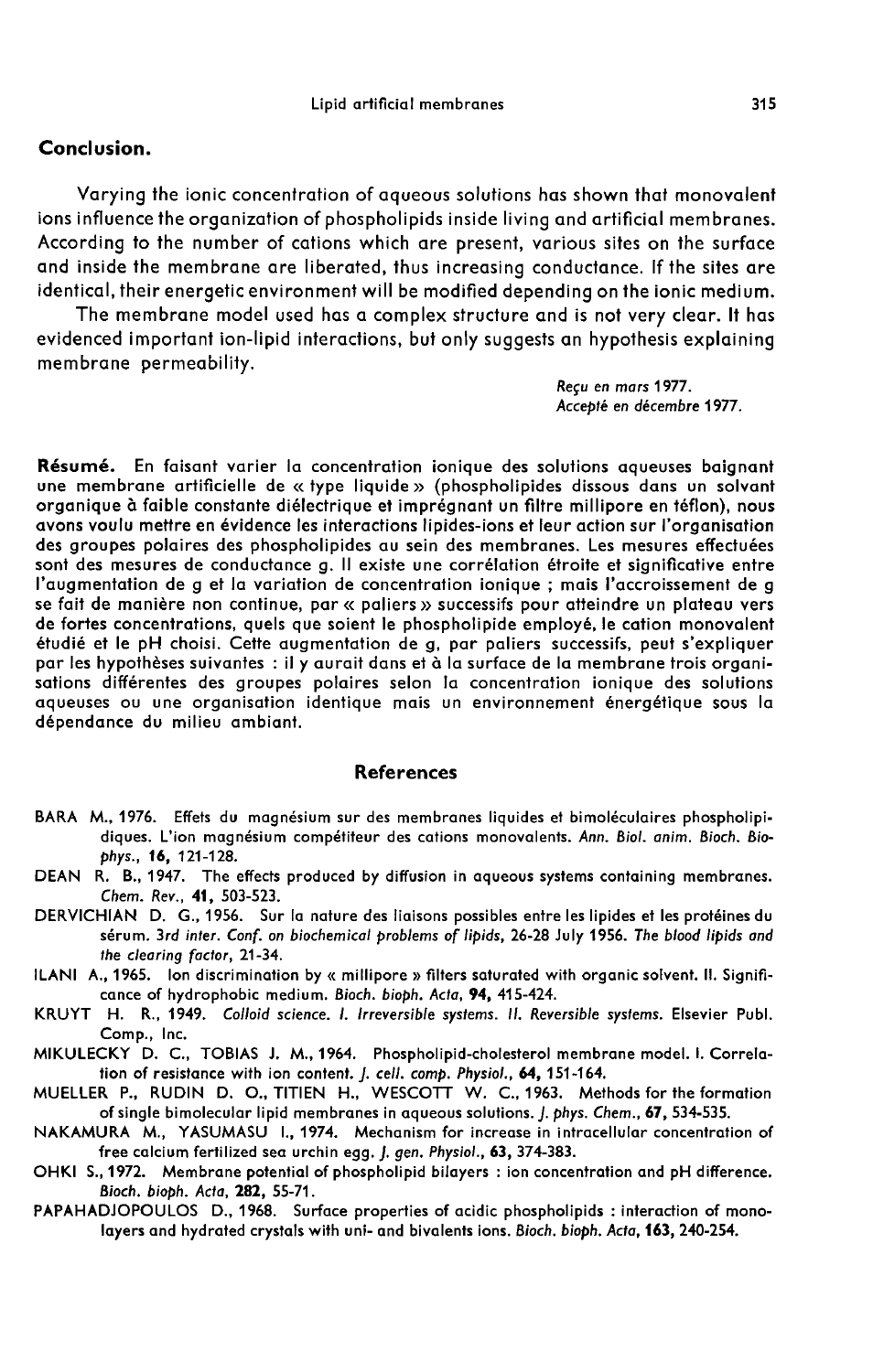## Conclusion.

Varying the ionic concentration of aqueous solutions has shown that monovalent ions influence the organization of phospholipids inside living and artificial membranes. According to the number of cations which are present, various sites on the surface and inside the membrane are liberated, thus increasing conductance. If the sites are identical, their energetic environment will be modified depending on the ionic medium.

The membrane model used has a complex structure and is not very clear. It has evidenced important ion-lipid interactions, but only suggests an hypothesis explaining membrane permeability.

*Reçu en mars 1977.*
*Accepté en décembre 1977.*

**Résumé.** En faisant varier la concentration ionique des solutions aqueuses baignant une membrane artificielle de « type liquide » (phospholipides dissous dans un solvant organique à faible constante diélectrique et imprégnant un filtre millipore en téflon), nous avons voulu mettre en évidence les interactions lipides-ions et leur action sur l'organisation des groupes polaires des phospholipides au sein des membranes. Les mesures effectuées sont des mesures de conductance g. Il existe une corrélation étroite et significative entre l'augmentation de g et la variation de concentration ionique ; mais l'accroissement de g se fait de manière non continue, par « paliers » successifs pour atteindre un plateau vers de fortes concentrations, quels que soient le phospholipide employé, le cation monovalent étudié et le pH choisi. Cette augmentation de g, par paliers successifs, peut s'expliquer par les hypothèses suivantes : il y aurait dans et à la surface de la membrane trois organisations différentes des groupes polaires selon la concentration ionique des solutions aqueuses ou une organisation identique mais un environnement énergétique sous la dépendance du milieu ambiant.

## References

BARA M., 1976. Effets du magnésium sur des membranes liquides et bimoléculaires phospholipidiques. L'ion magnésium compétiteur des cations monovalents. *Ann. Biol. anim. Bioch. Biophys.*, **16**, 121-128.

DEAN R. B., 1947. The effects produced by diffusion in aqueous systems containing membranes. *Chem. Rev.*, **41**, 503-523.

DERVICHIAN D. G., 1956. Sur la nature des liaisons possibles entre les lipides et les protéines du sérum. *3rd inter. Conf. on biochemical problems of lipids*, 26-28 July 1956. *The blood lipids and the clearing factor*, 21-34.

ILANI A., 1965. Ion discrimination by « millipore » filters saturated with organic solvent. II. Significance of hydrophobic medium. *Bioch. bioph. Acta*, **94**, 415-424.

KRUYT H. R., 1949. *Colloid science. I. Irreversible systems. II. Reversible systems.* Elsevier Publ. Comp., Inc.

MIKULECKY D. C., TOBIAS J. M., 1964. Phospholipid-cholesterol membrane model. I. Correlation of resistance with ion content. *J. cell. comp. Physiol.*, **64**, 151-164.

MUELLER P., RUDIN D. O., TITIEN H., WESCOTT W. C., 1963. Methods for the formation of single bimolecular lipid membranes in aqueous solutions. *J. phys. Chem.*, **67**, 534-535.

NAKAMURA M., YASUMASU I., 1974. Mechanism for increase in intracellular concentration of free calcium fertilized sea urchin egg. *J. gen. Physiol.*, **63**, 374-383.

OHKI S., 1972. Membrane potential of phospholipid bilayers : ion concentration and pH difference. *Bioch. bioph. Acta*, **282**, 55-71.

PAPAHADJOPOULOS D., 1968. Surface properties of acidic phospholipids : interaction of monolayers and hydrated crystals with uni- and bivalents ions. *Bioch. bioph. Acta*, **163**, 240-254.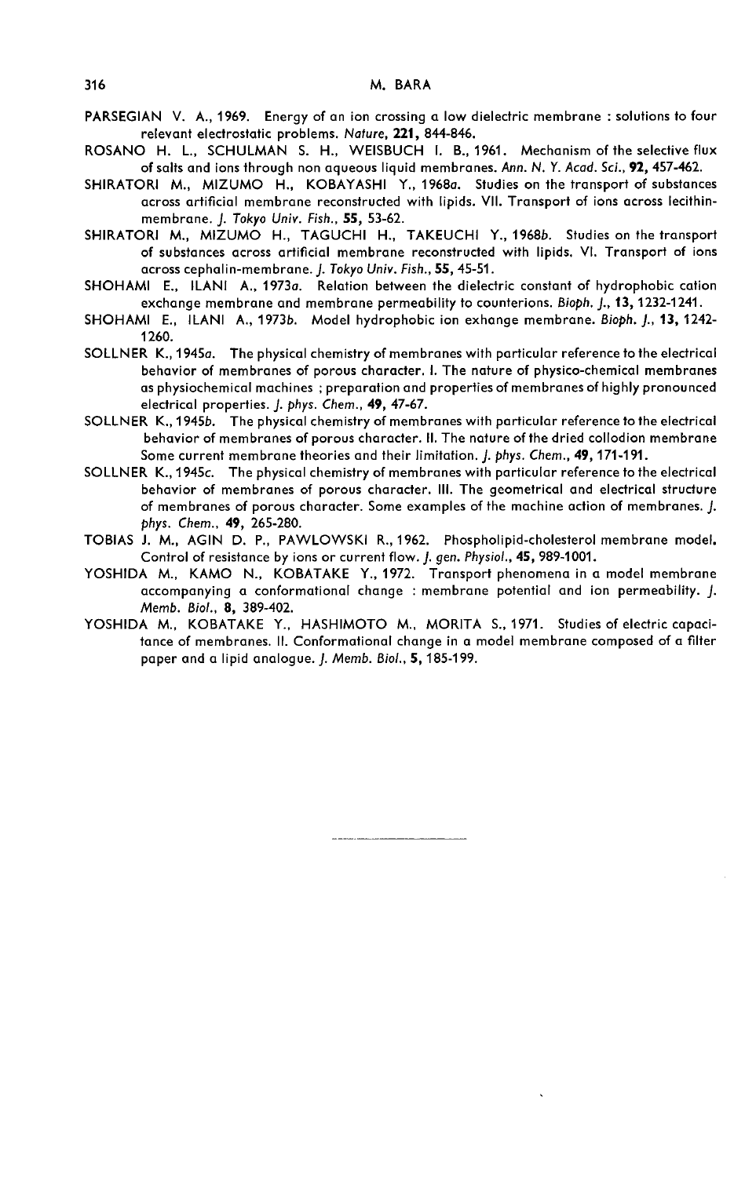PARSEGIAN V. A., 1969. Energy of an ion crossing a low dielectric membrane : solutions to four relevant electrostatic problems. *Nature*, **221**, 844-846.

ROSANO H. L., SCHULMAN S. H., WEISBUCH I. B., 1961. Mechanism of the selective flux of salts and ions through non aqueous liquid membranes. *Ann. N. Y. Acad. Sci.*, **92**, 457-462.

SHIRATORI M., MIZUMO H., KOBAYASHI Y., 1968*a*. Studies on the transport of substances across artificial membrane reconstructed with lipids. VII. Transport of ions across lecithin-membrane. *J. Tokyo Univ. Fish.*, **55**, 53-62.

SHIRATORI M., MIZUMO H., TAGUCHI H., TAKEUCHI Y., 1968*b*. Studies on the transport of substances across artificial membrane reconstructed with lipids. VI. Transport of ions across cephalin-membrane. *J. Tokyo Univ. Fish.*, **55**, 45-51.

SHOHAMI E., ILANI A., 1973*a*. Relation between the dielectric constant of hydrophobic cation exchange membrane and membrane permeability to counterions. *Bioph. J.*, **13**, 1232-1241.

SHOHAMI E., ILANI A., 1973*b*. Model hydrophobic ion exhange membrane. *Bioph. J.*, **13**, 1242-1260.

SOLLNER K., 1945*a*. The physical chemistry of membranes with particular reference to the electrical behavior of membranes of porous character. I. The nature of physico-chemical membranes as physiochemical machines ; preparation and properties of membranes of highly pronounced electrical properties. *J. phys. Chem.*, **49**, 47-67.

SOLLNER K., 1945*b*. The physical chemistry of membranes with particular reference to the electrical behavior of membranes of porous character. II. The nature of the dried collodion membrane Some current membrane theories and their limitation. *J. phys. Chem.*, **49**, 171-191.

SOLLNER K., 1945*c*. The physical chemistry of membranes with particular reference to the electrical behavior of membranes of porous character. III. The geometrical and electrical structure of membranes of porous character. Some examples of the machine action of membranes. *J. phys. Chem.*, **49**, 265-280.

TOBIAS J. M., AGIN D. P., PAWLOWSKI R., 1962. Phospholipid-cholesterol membrane model. Control of resistance by ions or current flow. *J. gen. Physiol.*, **45**, 989-1001.

YOSHIDA M., KAMO N., KOBATAKE Y., 1972. Transport phenomena in a model membrane accompanying a conformational change : membrane potential and ion permeability. *J. Memb. Biol.*, **8**, 389-402.

YOSHIDA M., KOBATAKE Y., HASHIMOTO M., MORITA S., 1971. Studies of electric capacitance of membranes. II. Conformational change in a model membrane composed of a filter paper and a lipid analogue. *J. Memb. Biol.*, **5**, 185-199.